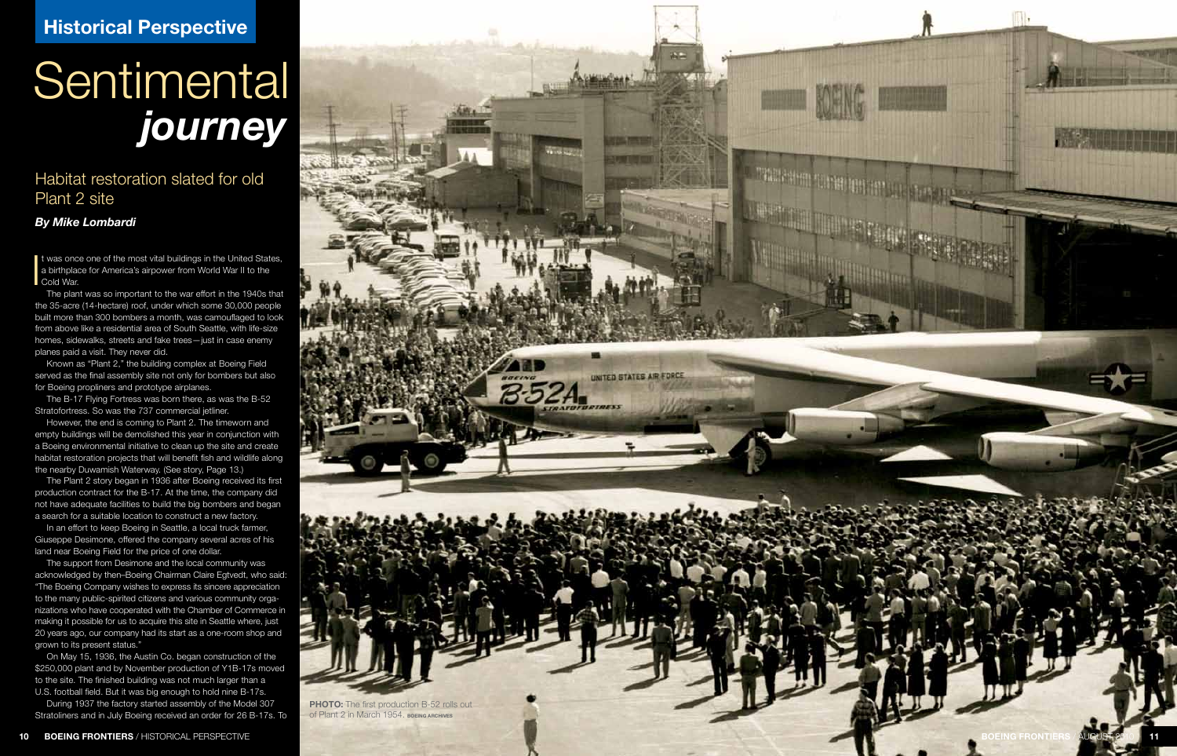## Historical Perspective

# Sentimental *journey*

## Habitat restoration slated for old Plant 2 site

***By Mike Lombardi***

It was once one of the most vital buildings in the United States, a birthplace for America's airpower from World War II to the Cold War.

The plant was so important to the war effort in the 1940s that the 35-acre (14-hectare) roof, under which some 30,000 people built more than 300 bombers a month, was camouflaged to look from above like a residential area of South Seattle, with life-size homes, sidewalks, streets and fake trees—just in case enemy planes paid a visit. They never did.

Known as "Plant 2," the building complex at Boeing Field served as the final assembly site not only for bombers but also for Boeing propliners and prototype airplanes.

The B-17 Flying Fortress was born there, as was the B-52 Stratofortress. So was the 737 commercial jetliner.

However, the end is coming to Plant 2. The timeworn and empty buildings will be demolished this year in conjunction with a Boeing environmental initiative to clean up the site and create habitat restoration projects that will benefit fish and wildlife along the nearby Duwamish Waterway. (See story, Page 13.)

The Plant 2 story began in 1936 after Boeing received its first production contract for the B-17. At the time, the company did not have adequate facilities to build the big bombers and began a search for a suitable location to construct a new factory.

In an effort to keep Boeing in Seattle, a local truck farmer, Giuseppe Desimone, offered the company several acres of his land near Boeing Field for the price of one dollar.

The support from Desimone and the local community was acknowledged by then–Boeing Chairman Claire Egtvedt, who said: "The Boeing Company wishes to express its sincere appreciation to the many public-spirited citizens and various community organizations who have cooperated with the Chamber of Commerce in making it possible for us to acquire this site in Seattle where, just 20 years ago, our company had its start as a one-room shop and grown to its present status."

On May 15, 1936, the Austin Co. began construction of the $250,000 plant and by November production of Y1B-17s moved to the site. The finished building was not much larger than a U.S. football field. But it was big enough to hold nine B-17s.

During 1937 the factory started assembly of the Model 307 Stratoliners and in July Boeing received an order for 26 B-17s. To

**PHOTO:** The first production B-52 rolls out of Plant 2 in March 1954. BOEING ARCHIVES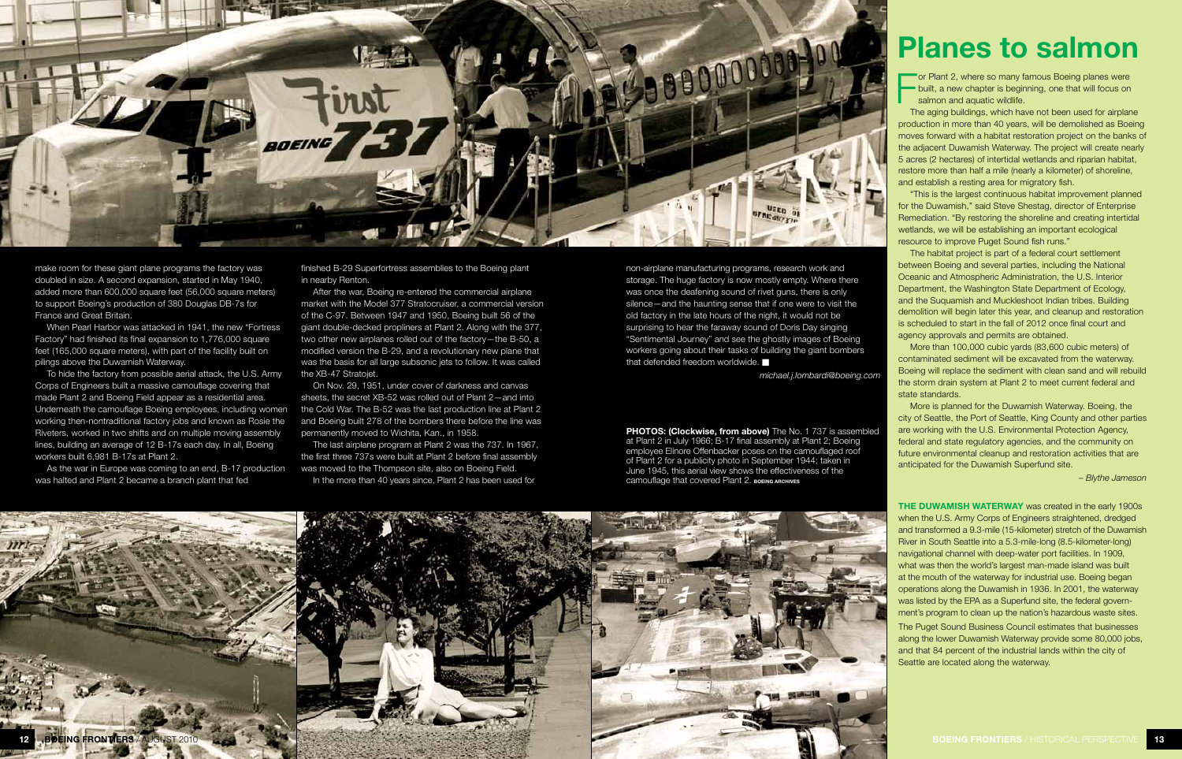make room for these giant plane programs the factory was doubled in size. A second expansion, started in May 1940, added more than 600,000 square feet (56,000 square meters) to support Boeing's production of 380 Douglas DB-7s for France and Great Britain.

When Pearl Harbor was attacked in 1941, the new "Fortress Factory" had finished its final expansion to 1,776,000 square feet (165,000 square meters), with part of the facility built on pilings above the Duwamish Waterway.

To hide the factory from possible aerial attack, the U.S. Army Corps of Engineers built a massive camouflage covering that made Plant 2 and Boeing Field appear as a residential area. Underneath the camouflage Boeing employees, including women working then-nontraditional factory jobs and known as Rosie the Riveters, worked in two shifts and on multiple moving assembly lines, building an average of 12 B-17s each day. In all, Boeing workers built 6,981 B-17s at Plant 2.

As the war in Europe was coming to an end, B-17 production was halted and Plant 2 became a branch plant that fed finished B-29 Superfortress assemblies to the Boeing plant in nearby Renton.

After the war, Boeing re-entered the commercial airplane market with the Model 377 Stratocruiser, a commercial version of the C-97. Between 1947 and 1950, Boeing built 56 of the giant double-decked propliners at Plant 2. Along with the 377, two other new airplanes rolled out of the factory—the B-50, a modified version the B-29, and a revolutionary new plane that was the basis for all large subsonic jets to follow. It was called the XB-47 Stratojet.

On Nov. 29, 1951, under cover of darkness and canvas sheets, the secret XB-52 was rolled out of Plant 2—and into the Cold War. The B-52 was the last production line at Plant 2 and Boeing built 278 of the bombers there before the line was permanently moved to Wichita, Kan., in 1958.

The last airplane program at Plant 2 was the 737. In 1967, the first three 737s were built at Plant 2 before final assembly was moved to the Thompson site, also on Boeing Field.

In the more than 40 years since, Plant 2 has been used for non-airplane manufacturing programs, research work and storage. The huge factory is now mostly empty. Where there was once the deafening sound of rivet guns, there is only silence—and the haunting sense that if one were to visit the old factory in the late hours of the night, it would not be surprising to hear the faraway sound of Doris Day singing "Sentimental Journey" and see the ghostly images of Boeing workers going about their tasks of building the giant bombers that defended freedom worldwide. ■

*michael.j.lombardi@boeing.com*

**PHOTOS: (Clockwise, from above)** The No. 1 737 is assembled at Plant 2 in July 1966; B-17 final assembly at Plant 2; Boeing employee Elinore Offenbacker poses on the camouflaged roof of Plant 2 for a publicity photo in September 1944; taken in June 1945, this aerial view shows the effectiveness of the camouflage that covered Plant 2. BOEING ARCHIVES

# Planes to salmon

For Plant 2, where so many famous Boeing planes were built, a new chapter is beginning, one that will focus on salmon and aquatic wildlife.

The aging buildings, which have not been used for airplane production in more than 40 years, will be demolished as Boeing moves forward with a habitat restoration project on the banks of the adjacent Duwamish Waterway. The project will create nearly 5 acres (2 hectares) of intertidal wetlands and riparian habitat, restore more than half a mile (nearly a kilometer) of shoreline, and establish a resting area for migratory fish.

"This is the largest continuous habitat improvement planned for the Duwamish," said Steve Shestag, director of Enterprise Remediation. "By restoring the shoreline and creating intertidal wetlands, we will be establishing an important ecological resource to improve Puget Sound fish runs."

The habitat project is part of a federal court settlement between Boeing and several parties, including the National Oceanic and Atmospheric Administration, the U.S. Interior Department, the Washington State Department of Ecology, and the Suquamish and Muckleshoot Indian tribes. Building demolition will begin later this year, and cleanup and restoration is scheduled to start in the fall of 2012 once final court and agency approvals and permits are obtained.

More than 100,000 cubic yards (83,600 cubic meters) of contaminated sediment will be excavated from the waterway. Boeing will replace the sediment with clean sand and will rebuild the storm drain system at Plant 2 to meet current federal and state standards.

More is planned for the Duwamish Waterway. Boeing, the city of Seattle, the Port of Seattle, King County and other parties are working with the U.S. Environmental Protection Agency, federal and state regulatory agencies, and the community on future environmental cleanup and restoration activities that are anticipated for the Duwamish Superfund site.

*– Blythe Jameson*

**THE DUWAMISH WATERWAY** was created in the early 1900s when the U.S. Army Corps of Engineers straightened, dredged and transformed a 9.3-mile (15-kilometer) stretch of the Duwamish River in South Seattle into a 5.3-mile-long (8.5-kilometer-long) navigational channel with deep-water port facilities. In 1909, what was then the world's largest man-made island was built at the mouth of the waterway for industrial use. Boeing began operations along the Duwamish in 1936. In 2001, the waterway was listed by the EPA as a Superfund site, the federal government's program to clean up the nation's hazardous waste sites.

The Puget Sound Business Council estimates that businesses along the lower Duwamish Waterway provide some 80,000 jobs, and that 84 percent of the industrial lands within the city of Seattle are located along the waterway.